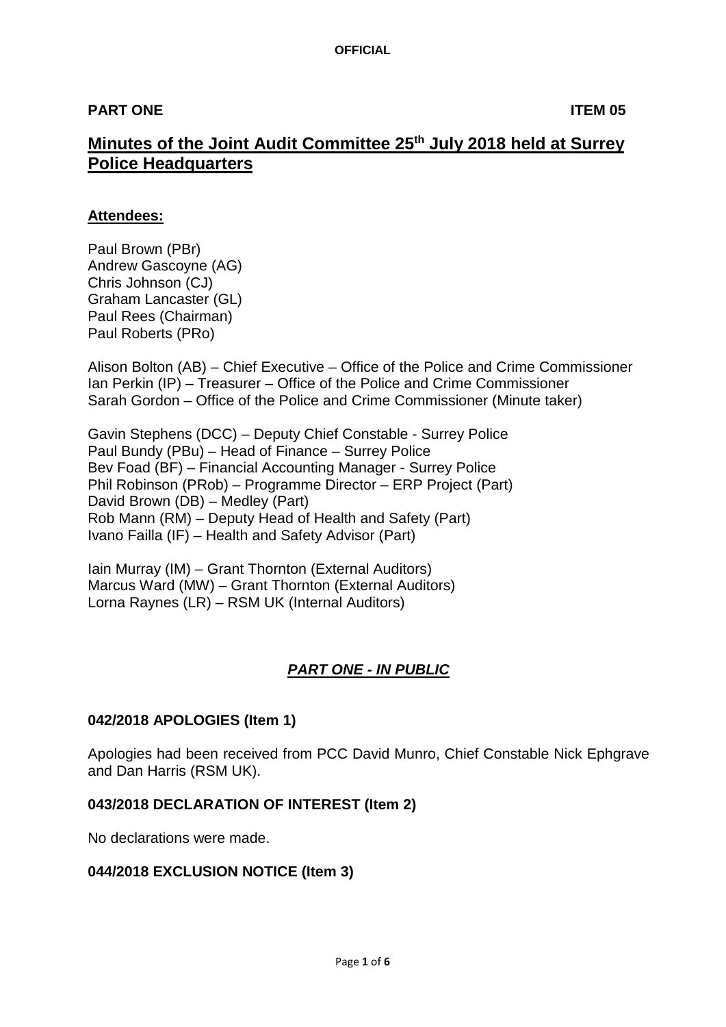**OFFICIAL**

**PART ONE** **ITEM 05**

# Minutes of the Joint Audit Committee 25th July 2018 held at Surrey Police Headquarters

## Attendees:

Paul Brown (PBr)
Andrew Gascoyne (AG)
Chris Johnson (CJ)
Graham Lancaster (GL)
Paul Rees (Chairman)
Paul Roberts (PRo)

Alison Bolton (AB) – Chief Executive – Office of the Police and Crime Commissioner
Ian Perkin (IP) – Treasurer – Office of the Police and Crime Commissioner
Sarah Gordon – Office of the Police and Crime Commissioner (Minute taker)

Gavin Stephens (DCC) – Deputy Chief Constable - Surrey Police
Paul Bundy (PBu) – Head of Finance – Surrey Police
Bev Foad (BF) – Financial Accounting Manager - Surrey Police
Phil Robinson (PRob) – Programme Director – ERP Project (Part)
David Brown (DB) – Medley (Part)
Rob Mann (RM) – Deputy Head of Health and Safety (Part)
Ivano Failla (IF) – Health and Safety Advisor (Part)

Iain Murray (IM) – Grant Thornton (External Auditors)
Marcus Ward (MW) – Grant Thornton (External Auditors)
Lorna Raynes (LR) – RSM UK (Internal Auditors)

## *PART ONE - IN PUBLIC*

### 042/2018 APOLOGIES (Item 1)

Apologies had been received from PCC David Munro, Chief Constable Nick Ephgrave and Dan Harris (RSM UK).

### 043/2018 DECLARATION OF INTEREST (Item 2)

No declarations were made.

### 044/2018 EXCLUSION NOTICE (Item 3)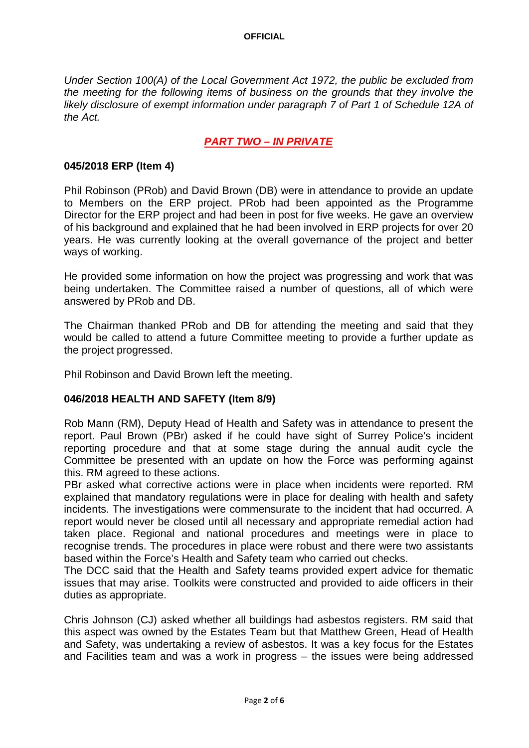*Under Section 100(A) of the Local Government Act 1972, the public be excluded from the meeting for the following items of business on the grounds that they involve the likely disclosure of exempt information under paragraph 7 of Part 1 of Schedule 12A of the Act.*

## ***PART TWO – IN PRIVATE***

### **045/2018 ERP (Item 4)**

Phil Robinson (PRob) and David Brown (DB) were in attendance to provide an update to Members on the ERP project. PRob had been appointed as the Programme Director for the ERP project and had been in post for five weeks. He gave an overview of his background and explained that he had been involved in ERP projects for over 20 years. He was currently looking at the overall governance of the project and better ways of working.

He provided some information on how the project was progressing and work that was being undertaken. The Committee raised a number of questions, all of which were answered by PRob and DB.

The Chairman thanked PRob and DB for attending the meeting and said that they would be called to attend a future Committee meeting to provide a further update as the project progressed.

Phil Robinson and David Brown left the meeting.

### **046/2018 HEALTH AND SAFETY (Item 8/9)**

Rob Mann (RM), Deputy Head of Health and Safety was in attendance to present the report. Paul Brown (PBr) asked if he could have sight of Surrey Police's incident reporting procedure and that at some stage during the annual audit cycle the Committee be presented with an update on how the Force was performing against this. RM agreed to these actions.

PBr asked what corrective actions were in place when incidents were reported. RM explained that mandatory regulations were in place for dealing with health and safety incidents. The investigations were commensurate to the incident that had occurred. A report would never be closed until all necessary and appropriate remedial action had taken place. Regional and national procedures and meetings were in place to recognise trends. The procedures in place were robust and there were two assistants based within the Force's Health and Safety team who carried out checks.

The DCC said that the Health and Safety teams provided expert advice for thematic issues that may arise. Toolkits were constructed and provided to aide officers in their duties as appropriate.

Chris Johnson (CJ) asked whether all buildings had asbestos registers. RM said that this aspect was owned by the Estates Team but that Matthew Green, Head of Health and Safety, was undertaking a review of asbestos. It was a key focus for the Estates and Facilities team and was a work in progress – the issues were being addressed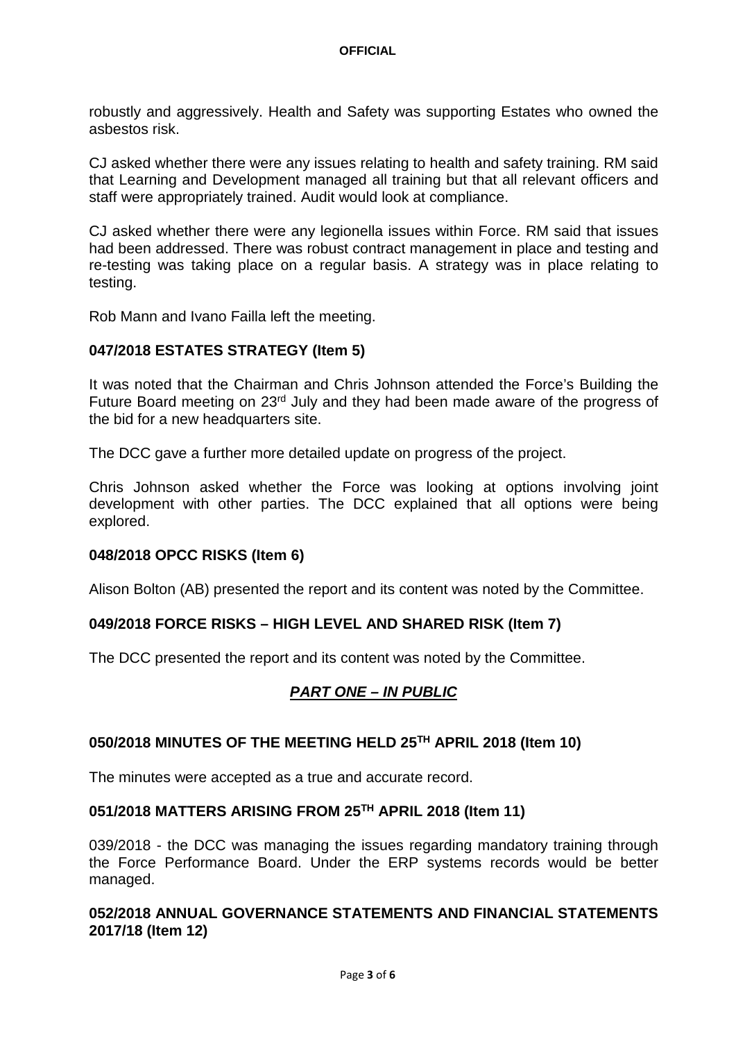robustly and aggressively. Health and Safety was supporting Estates who owned the asbestos risk.

CJ asked whether there were any issues relating to health and safety training. RM said that Learning and Development managed all training but that all relevant officers and staff were appropriately trained. Audit would look at compliance.

CJ asked whether there were any legionella issues within Force. RM said that issues had been addressed. There was robust contract management in place and testing and re-testing was taking place on a regular basis. A strategy was in place relating to testing.

Rob Mann and Ivano Failla left the meeting.

**047/2018 ESTATES STRATEGY (Item 5)**

It was noted that the Chairman and Chris Johnson attended the Force's Building the Future Board meeting on 23rd July and they had been made aware of the progress of the bid for a new headquarters site.

The DCC gave a further more detailed update on progress of the project.

Chris Johnson asked whether the Force was looking at options involving joint development with other parties. The DCC explained that all options were being explored.

**048/2018 OPCC RISKS (Item 6)**

Alison Bolton (AB) presented the report and its content was noted by the Committee.

**049/2018 FORCE RISKS – HIGH LEVEL AND SHARED RISK (Item 7)**

The DCC presented the report and its content was noted by the Committee.

***PART ONE – IN PUBLIC***

**050/2018 MINUTES OF THE MEETING HELD 25TH APRIL 2018 (Item 10)**

The minutes were accepted as a true and accurate record.

**051/2018 MATTERS ARISING FROM 25TH APRIL 2018 (Item 11)**

039/2018 - the DCC was managing the issues regarding mandatory training through the Force Performance Board. Under the ERP systems records would be better managed.

**052/2018 ANNUAL GOVERNANCE STATEMENTS AND FINANCIAL STATEMENTS 2017/18 (Item 12)**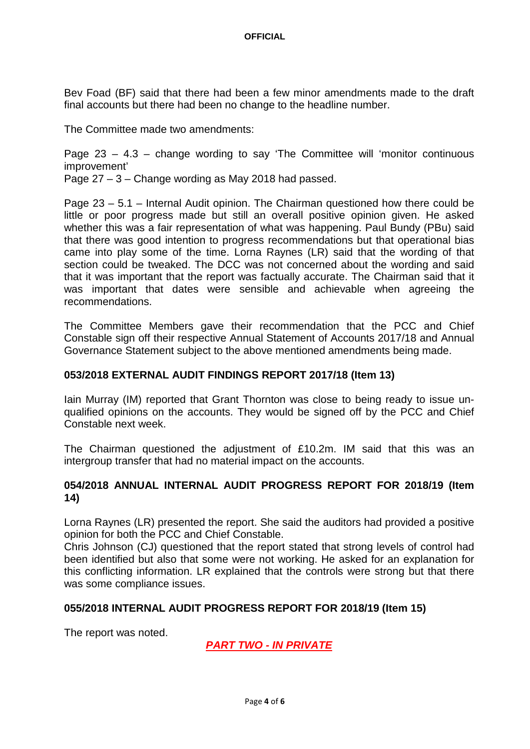Bev Foad (BF) said that there had been a few minor amendments made to the draft final accounts but there had been no change to the headline number.

The Committee made two amendments:

Page 23 – 4.3 – change wording to say 'The Committee will 'monitor continuous improvement'
Page 27 – 3 – Change wording as May 2018 had passed.

Page 23 – 5.1 – Internal Audit opinion. The Chairman questioned how there could be little or poor progress made but still an overall positive opinion given. He asked whether this was a fair representation of what was happening. Paul Bundy (PBu) said that there was good intention to progress recommendations but that operational bias came into play some of the time. Lorna Raynes (LR) said that the wording of that section could be tweaked. The DCC was not concerned about the wording and said that it was important that the report was factually accurate. The Chairman said that it was important that dates were sensible and achievable when agreeing the recommendations.

The Committee Members gave their recommendation that the PCC and Chief Constable sign off their respective Annual Statement of Accounts 2017/18 and Annual Governance Statement subject to the above mentioned amendments being made.

**053/2018 EXTERNAL AUDIT FINDINGS REPORT 2017/18 (Item 13)**

Iain Murray (IM) reported that Grant Thornton was close to being ready to issue un-qualified opinions on the accounts. They would be signed off by the PCC and Chief Constable next week.

The Chairman questioned the adjustment of £10.2m. IM said that this was an intergroup transfer that had no material impact on the accounts.

**054/2018 ANNUAL INTERNAL AUDIT PROGRESS REPORT FOR 2018/19 (Item 14)**

Lorna Raynes (LR) presented the report. She said the auditors had provided a positive opinion for both the PCC and Chief Constable.
Chris Johnson (CJ) questioned that the report stated that strong levels of control had been identified but also that some were not working. He asked for an explanation for this conflicting information. LR explained that the controls were strong but that there was some compliance issues.

**055/2018 INTERNAL AUDIT PROGRESS REPORT FOR 2018/19 (Item 15)**

The report was noted.

***PART TWO - IN PRIVATE***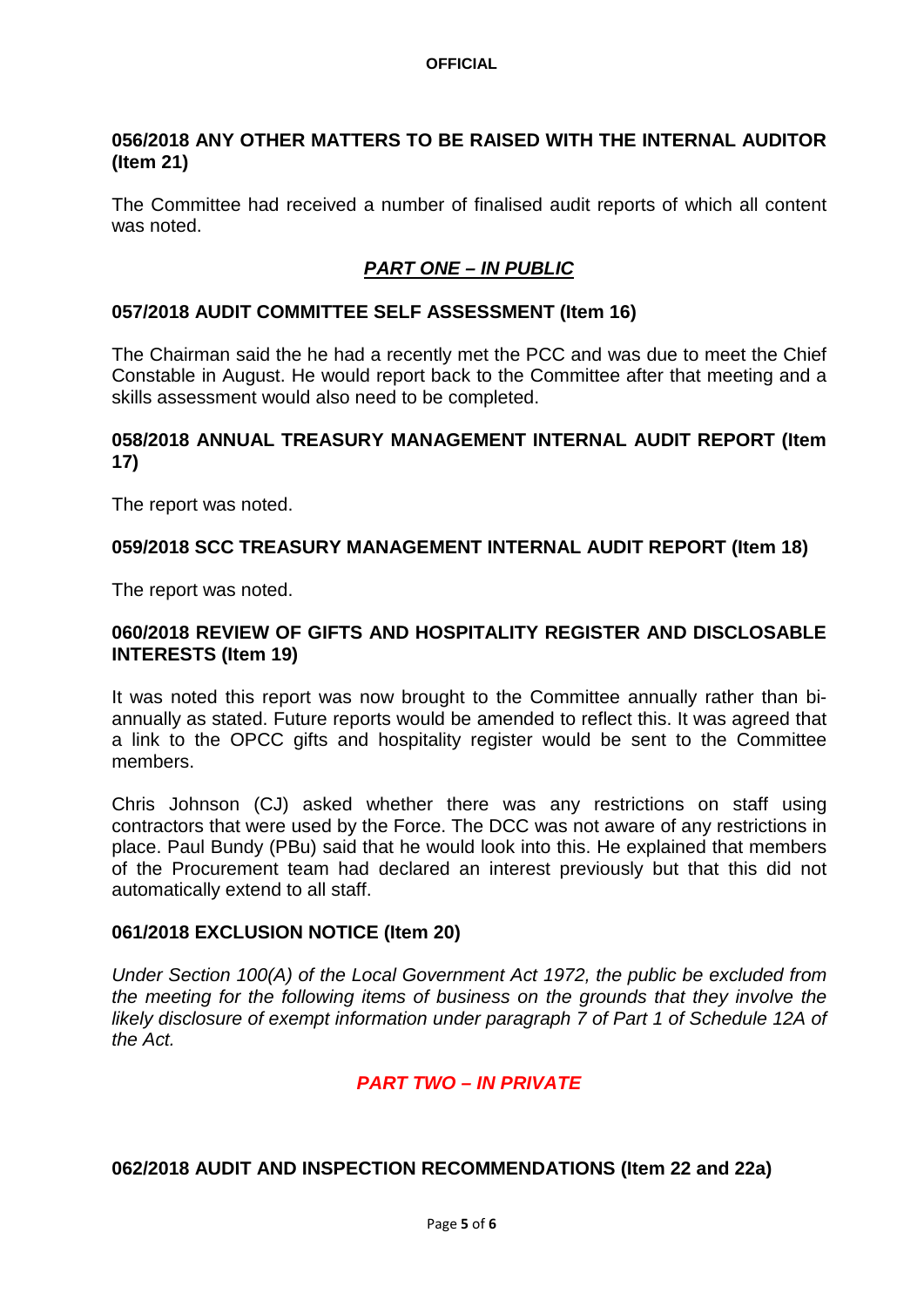### 056/2018 ANY OTHER MATTERS TO BE RAISED WITH THE INTERNAL AUDITOR (Item 21)

The Committee had received a number of finalised audit reports of which all content was noted.

## ***PART ONE – IN PUBLIC***

### 057/2018 AUDIT COMMITTEE SELF ASSESSMENT (Item 16)

The Chairman said the he had a recently met the PCC and was due to meet the Chief Constable in August. He would report back to the Committee after that meeting and a skills assessment would also need to be completed.

### 058/2018 ANNUAL TREASURY MANAGEMENT INTERNAL AUDIT REPORT (Item 17)

The report was noted.

### 059/2018 SCC TREASURY MANAGEMENT INTERNAL AUDIT REPORT (Item 18)

The report was noted.

### 060/2018 REVIEW OF GIFTS AND HOSPITALITY REGISTER AND DISCLOSABLE INTERESTS (Item 19)

It was noted this report was now brought to the Committee annually rather than bi-annually as stated. Future reports would be amended to reflect this. It was agreed that a link to the OPCC gifts and hospitality register would be sent to the Committee members.

Chris Johnson (CJ) asked whether there was any restrictions on staff using contractors that were used by the Force. The DCC was not aware of any restrictions in place. Paul Bundy (PBu) said that he would look into this. He explained that members of the Procurement team had declared an interest previously but that this did not automatically extend to all staff.

### 061/2018 EXCLUSION NOTICE (Item 20)

*Under Section 100(A) of the Local Government Act 1972, the public be excluded from the meeting for the following items of business on the grounds that they involve the likely disclosure of exempt information under paragraph 7 of Part 1 of Schedule 12A of the Act.*

## ***PART TWO – IN PRIVATE***

### 062/2018 AUDIT AND INSPECTION RECOMMENDATIONS (Item 22 and 22a)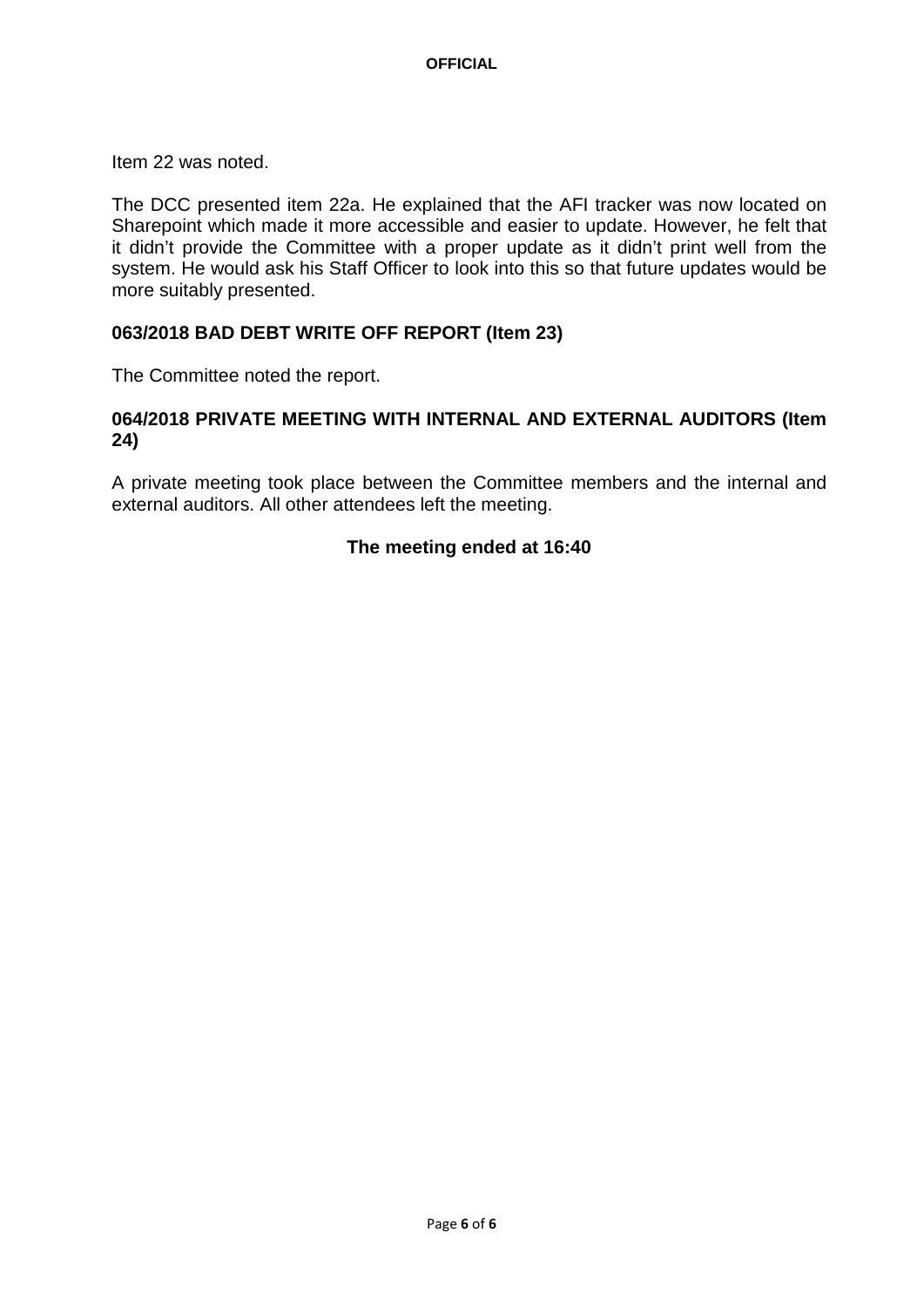Item 22 was noted.

The DCC presented item 22a. He explained that the AFI tracker was now located on Sharepoint which made it more accessible and easier to update. However, he felt that it didn't provide the Committee with a proper update as it didn't print well from the system. He would ask his Staff Officer to look into this so that future updates would be more suitably presented.

**063/2018 BAD DEBT WRITE OFF REPORT (Item 23)**

The Committee noted the report.

**064/2018 PRIVATE MEETING WITH INTERNAL AND EXTERNAL AUDITORS (Item 24)**

A private meeting took place between the Committee members and the internal and external auditors. All other attendees left the meeting.

**The meeting ended at 16:40**